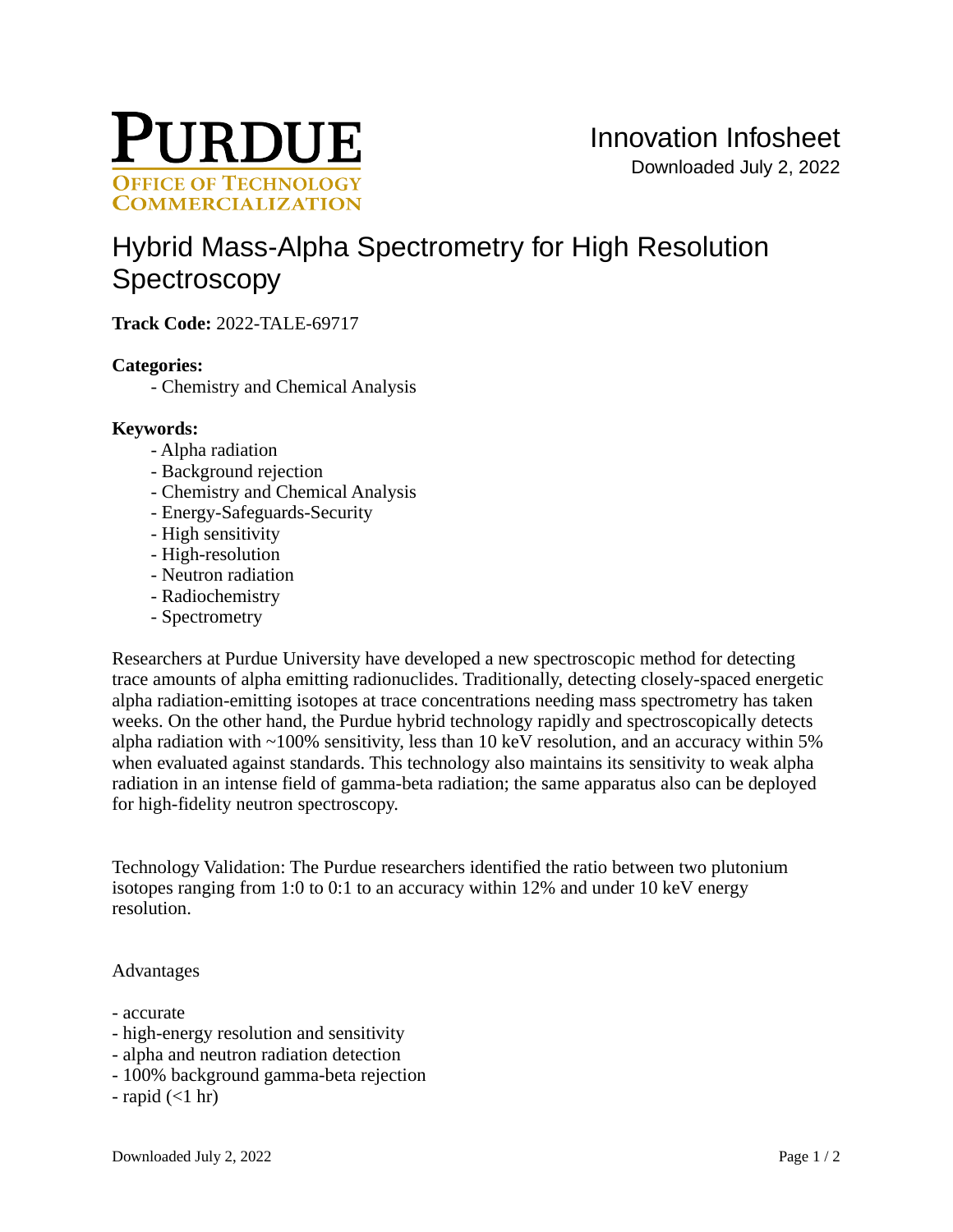PURDUE
OFFICE OF TECHNOLOGY COMMERCIALIZATION

Innovation Infosheet

Downloaded July 2, 2022

# Hybrid Mass-Alpha Spectrometry for High Resolution Spectroscopy

**Track Code:** 2022-TALE-69717

**Categories:**

- Chemistry and Chemical Analysis

**Keywords:**

- Alpha radiation
- Background rejection
- Chemistry and Chemical Analysis
- Energy-Safeguards-Security
- High sensitivity
- High-resolution
- Neutron radiation
- Radiochemistry
- Spectrometry

Researchers at Purdue University have developed a new spectroscopic method for detecting trace amounts of alpha emitting radionuclides. Traditionally, detecting closely-spaced energetic alpha radiation-emitting isotopes at trace concentrations needing mass spectrometry has taken weeks. On the other hand, the Purdue hybrid technology rapidly and spectroscopically detects alpha radiation with ~100% sensitivity, less than 10 keV resolution, and an accuracy within 5% when evaluated against standards. This technology also maintains its sensitivity to weak alpha radiation in an intense field of gamma-beta radiation; the same apparatus also can be deployed for high-fidelity neutron spectroscopy.

Technology Validation: The Purdue researchers identified the ratio between two plutonium isotopes ranging from 1:0 to 0:1 to an accuracy within 12% and under 10 keV energy resolution.

Advantages

- accurate
- high-energy resolution and sensitivity
- alpha and neutron radiation detection
- 100% background gamma-beta rejection
- rapid (<1 hr)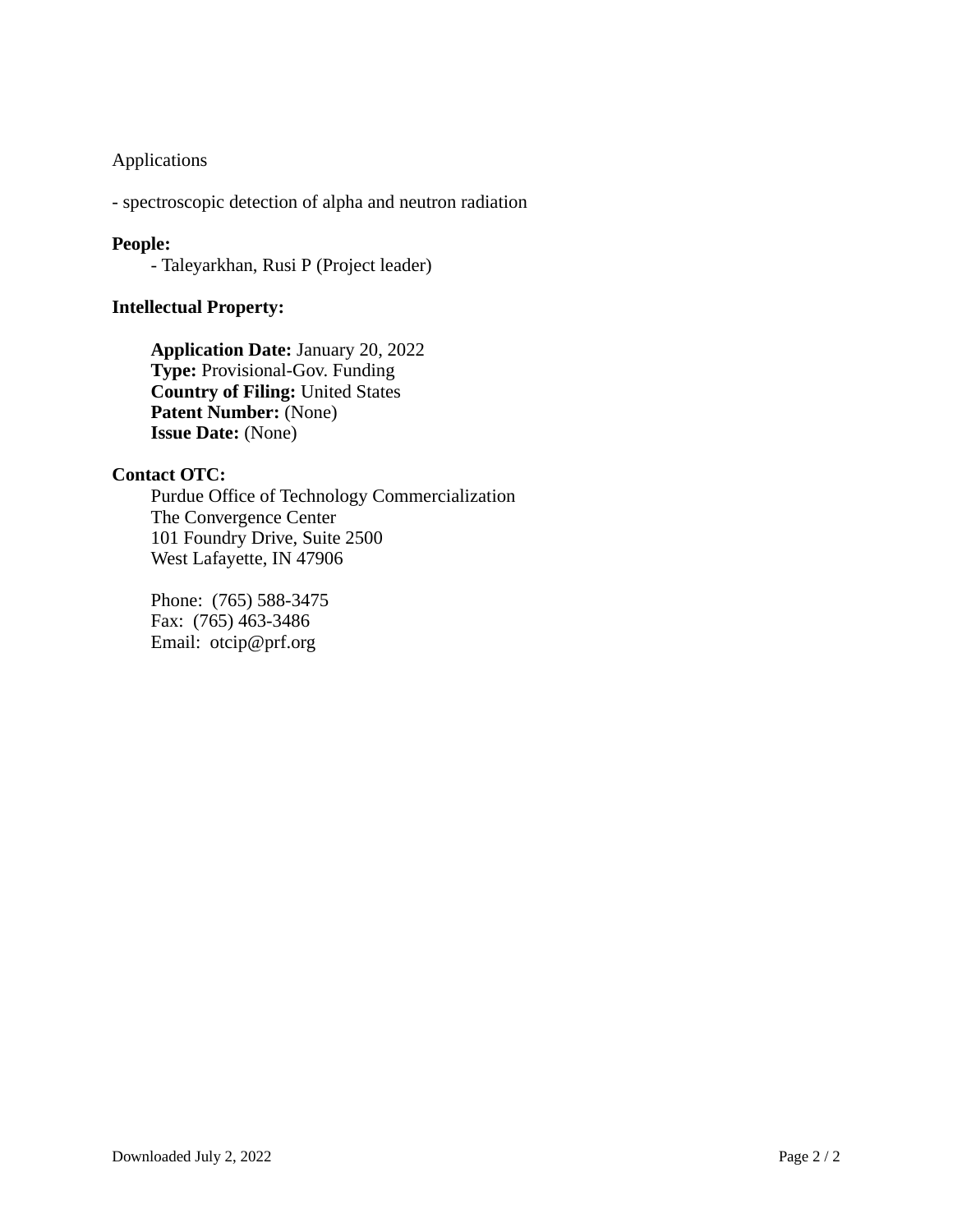Applications

- spectroscopic detection of alpha and neutron radiation

**People:**

- Taleyarkhan, Rusi P (Project leader)

**Intellectual Property:**

**Application Date:** January 20, 2022
**Type:** Provisional-Gov. Funding
**Country of Filing:** United States
**Patent Number:** (None)
**Issue Date:** (None)

**Contact OTC:**

Purdue Office of Technology Commercialization
The Convergence Center
101 Foundry Drive, Suite 2500
West Lafayette, IN 47906

Phone: (765) 588-3475
Fax: (765) 463-3486
Email: otcip@prf.org

Downloaded July 2, 2022